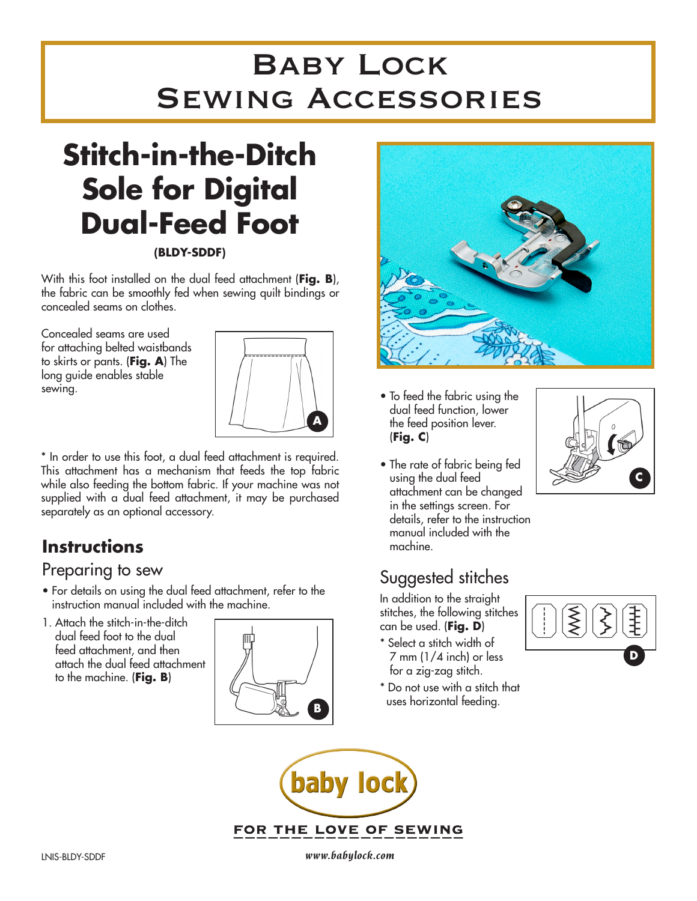# Baby Lock Sewing Accessories

# Stitch-in-the-Ditch Sole for Digital Dual-Feed Foot

**(BLDY-SDDF)**

With this foot installed on the dual feed attachment (**Fig. B**), the fabric can be smoothly fed when sewing quilt bindings or concealed seams on clothes.

Concealed seams are used for attaching belted waistbands to skirts or pants. (**Fig. A**) The long guide enables stable sewing.

\* In order to use this foot, a dual feed attachment is required. This attachment has a mechanism that feeds the top fabric while also feeding the bottom fabric. If your machine was not supplied with a dual feed attachment, it may be purchased separately as an optional accessory.

## Instructions

### Preparing to sew

- For details on using the dual feed attachment, refer to the instruction manual included with the machine.

1. Attach the stitch-in-the-ditch dual feed foot to the dual feed attachment, and then attach the dual feed attachment to the machine. (**Fig. B**)

- To feed the fabric using the dual feed function, lower the feed position lever. (**Fig. C**)
- The rate of fabric being fed using the dual feed attachment can be changed in the settings screen. For details, refer to the instruction manual included with the machine.

### Suggested stitches

In addition to the straight stitches, the following stitches can be used. (**Fig. D**)

\* Select a stitch width of 7 mm (1/4 inch) or less for a zig-zag stitch.

\* Do not use with a stitch that uses horizontal feeding.

baby lock

FOR THE LOVE OF SEWING

LNIS-BLDY-SDDF

www.babylock.com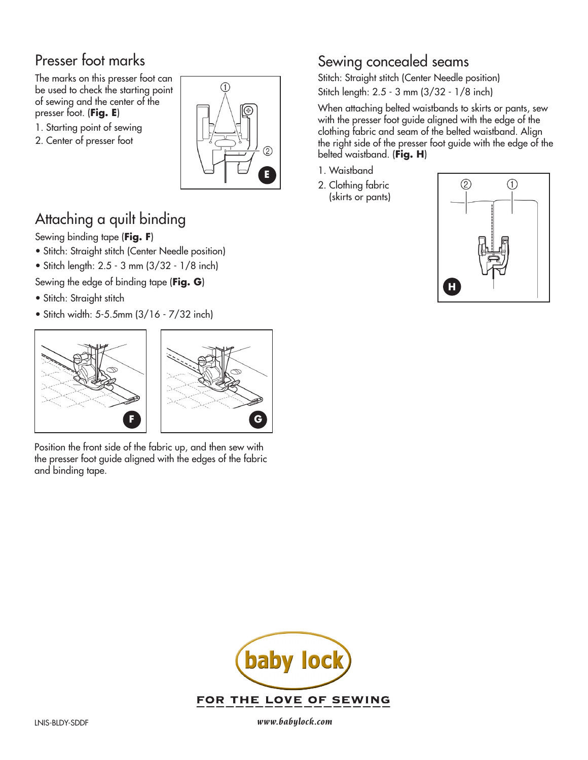## Presser foot marks

The marks on this presser foot can be used to check the starting point of sewing and the center of the presser foot. (**Fig. E**)

1. Starting point of sewing
2. Center of presser foot

## Attaching a quilt binding

Sewing binding tape (**Fig. F**)

- Stitch: Straight stitch (Center Needle position)
- Stitch length: 2.5 - 3 mm (3/32 - 1/8 inch)

Sewing the edge of binding tape (**Fig. G**)

- Stitch: Straight stitch
- Stitch width: 5-5.5mm (3/16 - 7/32 inch)

Position the front side of the fabric up, and then sew with the presser foot guide aligned with the edges of the fabric and binding tape.

## Sewing concealed seams

Stitch: Straight stitch (Center Needle position)

Stitch length: 2.5 - 3 mm (3/32 - 1/8 inch)

When attaching belted waistbands to skirts or pants, sew with the presser foot guide aligned with the edge of the clothing fabric and seam of the belted waistband. Align the right side of the presser foot guide with the edge of the belted waistband. (**Fig. H**)

1. Waistband
2. Clothing fabric (skirts or pants)

baby lock

FOR THE LOVE OF SEWING

LNIS-BLDY-SDDF

www.babylock.com